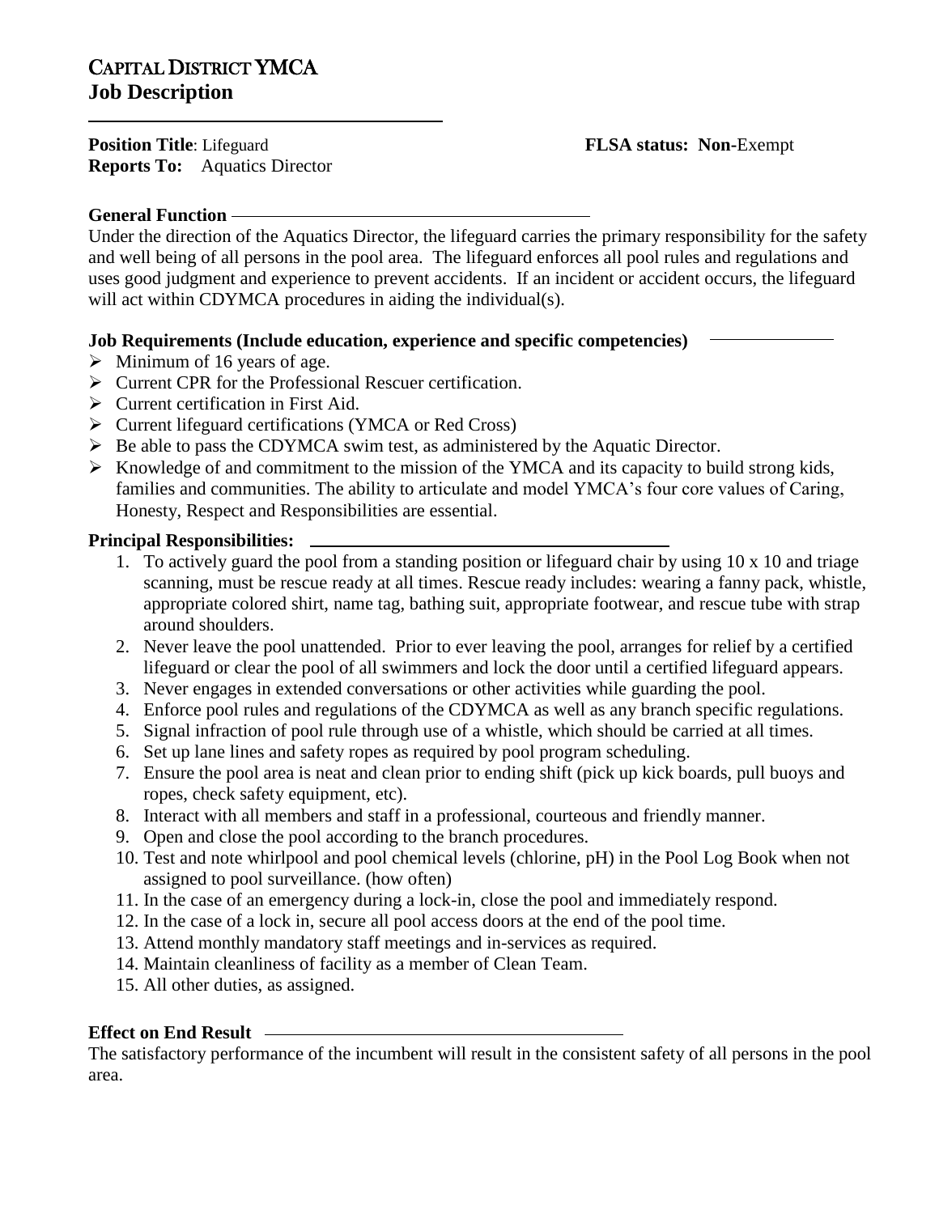# CAPITAL DISTRICT YMCA
## Job Description

**Position Title**: Lifeguard **FLSA status: Non**-Exempt
**Reports To:** Aquatics Director

### General Function

Under the direction of the Aquatics Director, the lifeguard carries the primary responsibility for the safety and well being of all persons in the pool area. The lifeguard enforces all pool rules and regulations and uses good judgment and experience to prevent accidents. If an incident or accident occurs, the lifeguard will act within CDYMCA procedures in aiding the individual(s).

### Job Requirements (Include education, experience and specific competencies)

- Minimum of 16 years of age.
- Current CPR for the Professional Rescuer certification.
- Current certification in First Aid.
- Current lifeguard certifications (YMCA or Red Cross)
- Be able to pass the CDYMCA swim test, as administered by the Aquatic Director.
- Knowledge of and commitment to the mission of the YMCA and its capacity to build strong kids, families and communities. The ability to articulate and model YMCA's four core values of Caring, Honesty, Respect and Responsibilities are essential.

### Principal Responsibilities:

1. To actively guard the pool from a standing position or lifeguard chair by using 10 x 10 and triage scanning, must be rescue ready at all times. Rescue ready includes: wearing a fanny pack, whistle, appropriate colored shirt, name tag, bathing suit, appropriate footwear, and rescue tube with strap around shoulders.
2. Never leave the pool unattended. Prior to ever leaving the pool, arranges for relief by a certified lifeguard or clear the pool of all swimmers and lock the door until a certified lifeguard appears.
3. Never engages in extended conversations or other activities while guarding the pool.
4. Enforce pool rules and regulations of the CDYMCA as well as any branch specific regulations.
5. Signal infraction of pool rule through use of a whistle, which should be carried at all times.
6. Set up lane lines and safety ropes as required by pool program scheduling.
7. Ensure the pool area is neat and clean prior to ending shift (pick up kick boards, pull buoys and ropes, check safety equipment, etc).
8. Interact with all members and staff in a professional, courteous and friendly manner.
9. Open and close the pool according to the branch procedures.
10. Test and note whirlpool and pool chemical levels (chlorine, pH) in the Pool Log Book when not assigned to pool surveillance. (how often)
11. In the case of an emergency during a lock-in, close the pool and immediately respond.
12. In the case of a lock in, secure all pool access doors at the end of the pool time.
13. Attend monthly mandatory staff meetings and in-services as required.
14. Maintain cleanliness of facility as a member of Clean Team.
15. All other duties, as assigned.

### Effect on End Result

The satisfactory performance of the incumbent will result in the consistent safety of all persons in the pool area.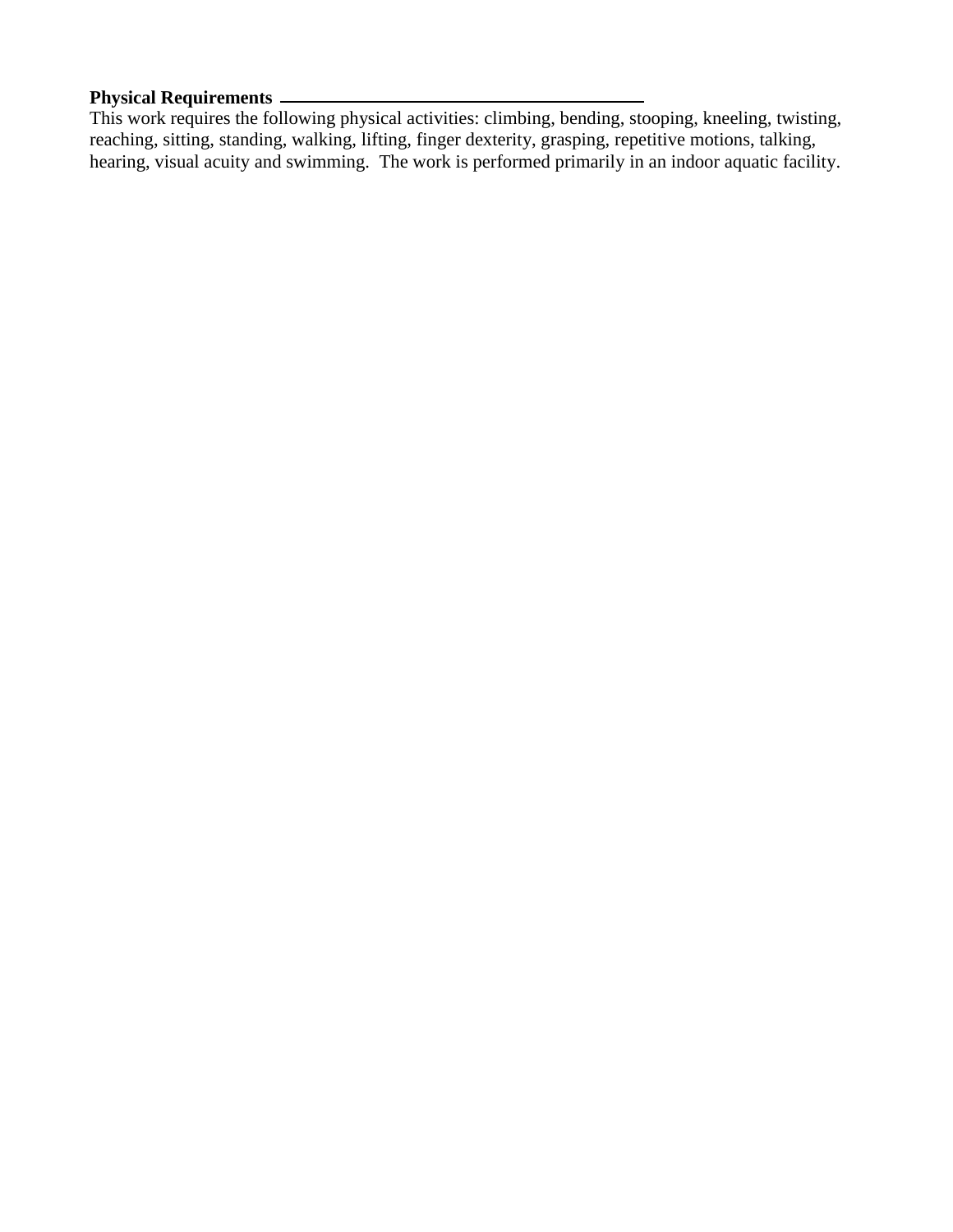**Physical Requirements**

This work requires the following physical activities: climbing, bending, stooping, kneeling, twisting, reaching, sitting, standing, walking, lifting, finger dexterity, grasping, repetitive motions, talking, hearing, visual acuity and swimming. The work is performed primarily in an indoor aquatic facility.